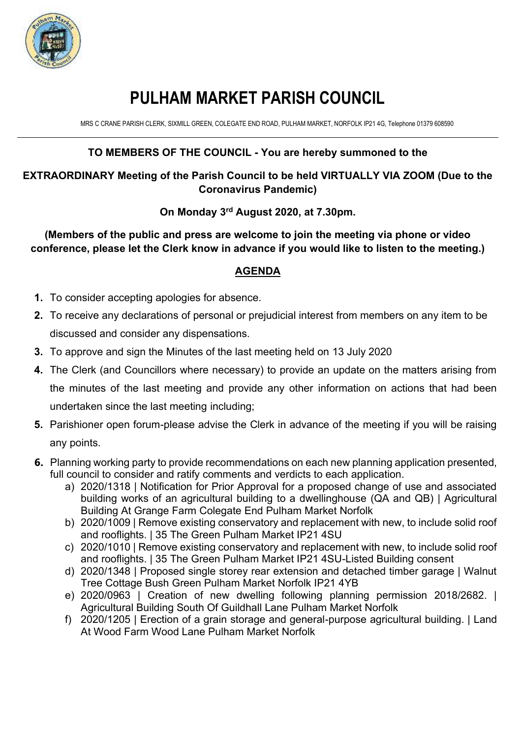# PULHAM MARKET PARISH COUNCIL

MRS C CRANE PARISH CLERK, SIXMILL GREEN, COLEGATE END ROAD, PULHAM MARKET, NORFOLK IP21 4G, Telephone 01379 608590

---

**TO MEMBERS OF THE COUNCIL - You are hereby summoned to the**

**EXTRAORDINARY Meeting of the Parish Council to be held VIRTUALLY VIA ZOOM (Due to the Coronavirus Pandemic)**

**On Monday 3rd August 2020, at 7.30pm.**

**(Members of the public and press are welcome to join the meeting via phone or video conference, please let the Clerk know in advance if you would like to listen to the meeting.)**

## AGENDA

1. To consider accepting apologies for absence.
2. To receive any declarations of personal or prejudicial interest from members on any item to be discussed and consider any dispensations.
3. To approve and sign the Minutes of the last meeting held on 13 July 2020
4. The Clerk (and Councillors where necessary) to provide an update on the matters arising from the minutes of the last meeting and provide any other information on actions that had been undertaken since the last meeting including;
5. Parishioner open forum-please advise the Clerk in advance of the meeting if you will be raising any points.
6. Planning working party to provide recommendations on each new planning application presented, full council to consider and ratify comments and verdicts to each application.
   a) 2020/1318 | Notification for Prior Approval for a proposed change of use and associated building works of an agricultural building to a dwellinghouse (QA and QB) | Agricultural Building At Grange Farm Colegate End Pulham Market Norfolk
   b) 2020/1009 | Remove existing conservatory and replacement with new, to include solid roof and rooflights. | 35 The Green Pulham Market IP21 4SU
   c) 2020/1010 | Remove existing conservatory and replacement with new, to include solid roof and rooflights. | 35 The Green Pulham Market IP21 4SU-Listed Building consent
   d) 2020/1348 | Proposed single storey rear extension and detached timber garage | Walnut Tree Cottage Bush Green Pulham Market Norfolk IP21 4YB
   e) 2020/0963 | Creation of new dwelling following planning permission 2018/2682. | Agricultural Building South Of Guildhall Lane Pulham Market Norfolk
   f) 2020/1205 | Erection of a grain storage and general-purpose agricultural building. | Land At Wood Farm Wood Lane Pulham Market Norfolk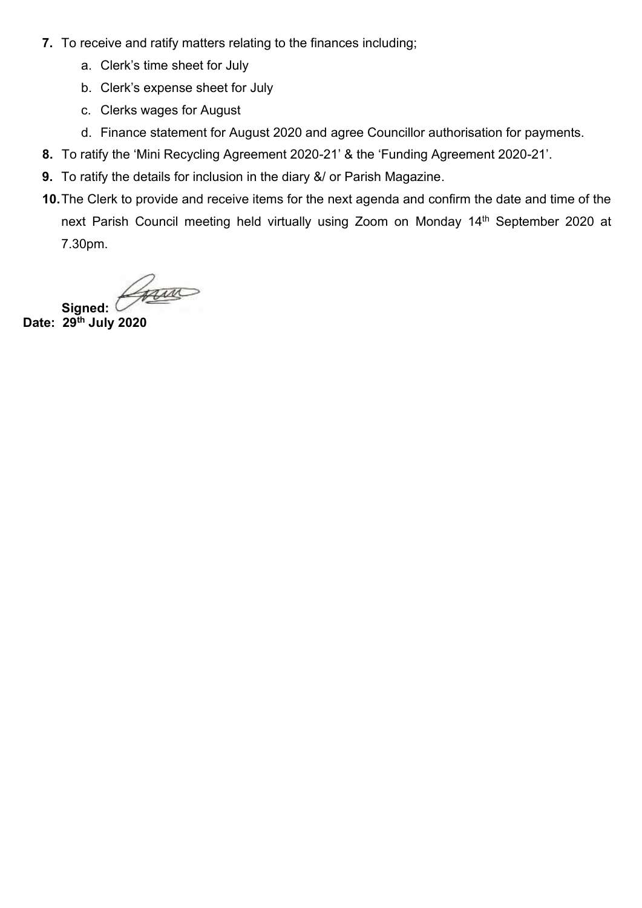7. To receive and ratify matters relating to the finances including;
    a. Clerk's time sheet for July
    b. Clerk's expense sheet for July
    c. Clerks wages for August
    d. Finance statement for August 2020 and agree Councillor authorisation for payments.
8. To ratify the 'Mini Recycling Agreement 2020-21' & the 'Funding Agreement 2020-21'.
9. To ratify the details for inclusion in the diary &/ or Parish Magazine.
10. The Clerk to provide and receive items for the next agenda and confirm the date and time of the next Parish Council meeting held virtually using Zoom on Monday 14th September 2020 at 7.30pm.

**Signed:**

**Date: 29th July 2020**